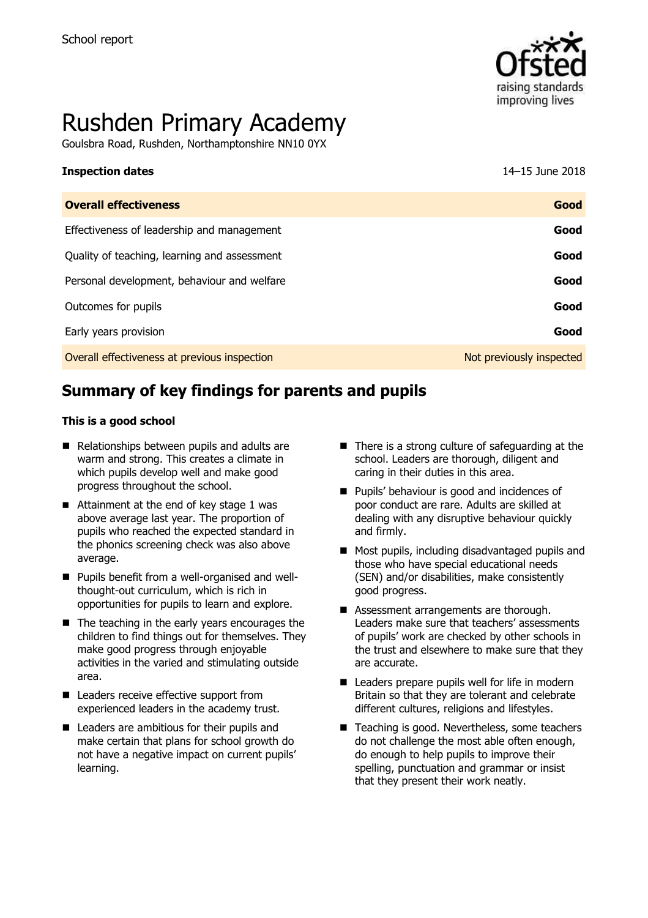School report

# Rushden Primary Academy

Goulsbra Road, Rushden, Northamptonshire NN10 0YX

| **Inspection dates** | 14–15 June 2018 |
| --- | --- |
| **Overall effectiveness** | **Good** |
| Effectiveness of leadership and management | **Good** |
| Quality of teaching, learning and assessment | **Good** |
| Personal development, behaviour and welfare | **Good** |
| Outcomes for pupils | **Good** |
| Early years provision | **Good** |
| Overall effectiveness at previous inspection | Not previously inspected |

## Summary of key findings for parents and pupils

**This is a good school**

- Relationships between pupils and adults are warm and strong. This creates a climate in which pupils develop well and make good progress throughout the school.
- Attainment at the end of key stage 1 was above average last year. The proportion of pupils who reached the expected standard in the phonics screening check was also above average.
- Pupils benefit from a well-organised and well-thought-out curriculum, which is rich in opportunities for pupils to learn and explore.
- The teaching in the early years encourages the children to find things out for themselves. They make good progress through enjoyable activities in the varied and stimulating outside area.
- Leaders receive effective support from experienced leaders in the academy trust.
- Leaders are ambitious for their pupils and make certain that plans for school growth do not have a negative impact on current pupils' learning.
- There is a strong culture of safeguarding at the school. Leaders are thorough, diligent and caring in their duties in this area.
- Pupils' behaviour is good and incidences of poor conduct are rare. Adults are skilled at dealing with any disruptive behaviour quickly and firmly.
- Most pupils, including disadvantaged pupils and those who have special educational needs (SEN) and/or disabilities, make consistently good progress.
- Assessment arrangements are thorough. Leaders make sure that teachers' assessments of pupils' work are checked by other schools in the trust and elsewhere to make sure that they are accurate.
- Leaders prepare pupils well for life in modern Britain so that they are tolerant and celebrate different cultures, religions and lifestyles.
- Teaching is good. Nevertheless, some teachers do not challenge the most able often enough, do enough to help pupils to improve their spelling, punctuation and grammar or insist that they present their work neatly.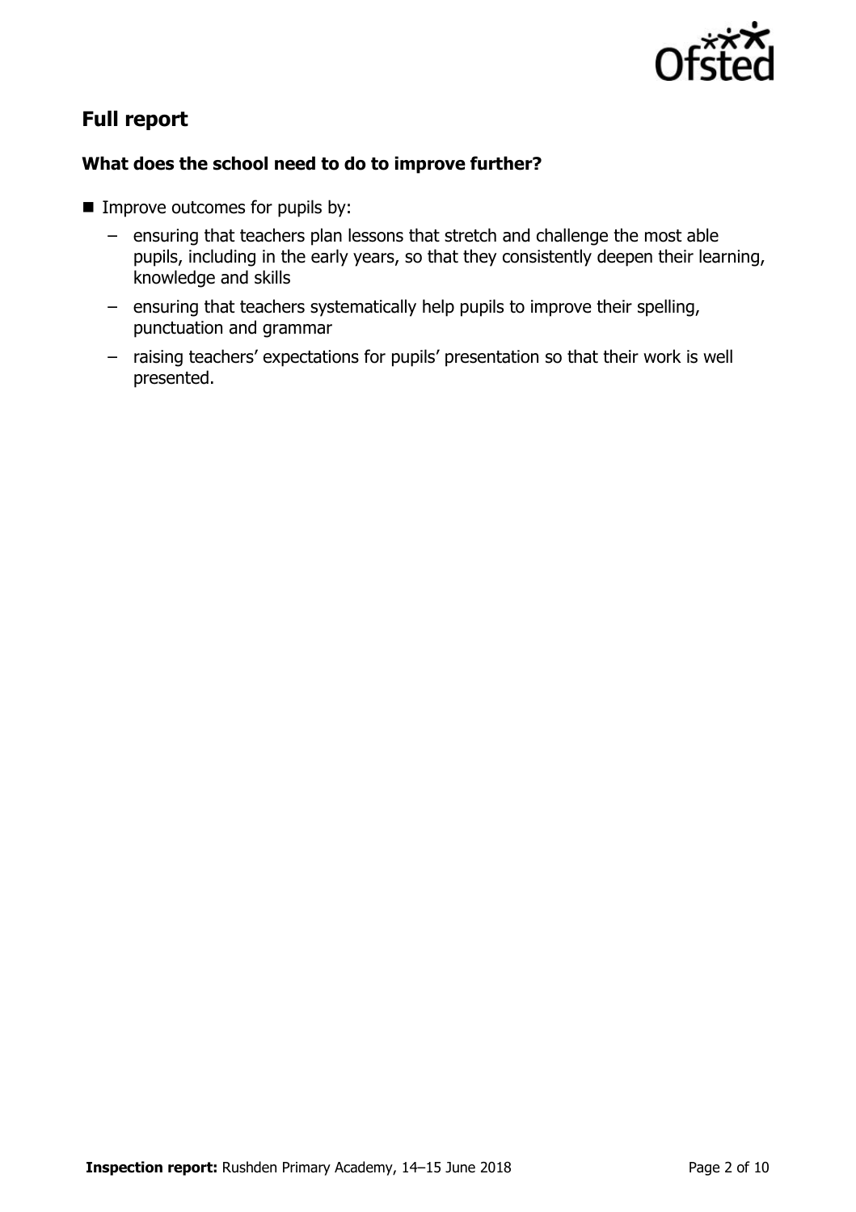## Full report

### What does the school need to do to improve further?

- Improve outcomes for pupils by:
  - ensuring that teachers plan lessons that stretch and challenge the most able pupils, including in the early years, so that they consistently deepen their learning, knowledge and skills
  - ensuring that teachers systematically help pupils to improve their spelling, punctuation and grammar
  - raising teachers' expectations for pupils' presentation so that their work is well presented.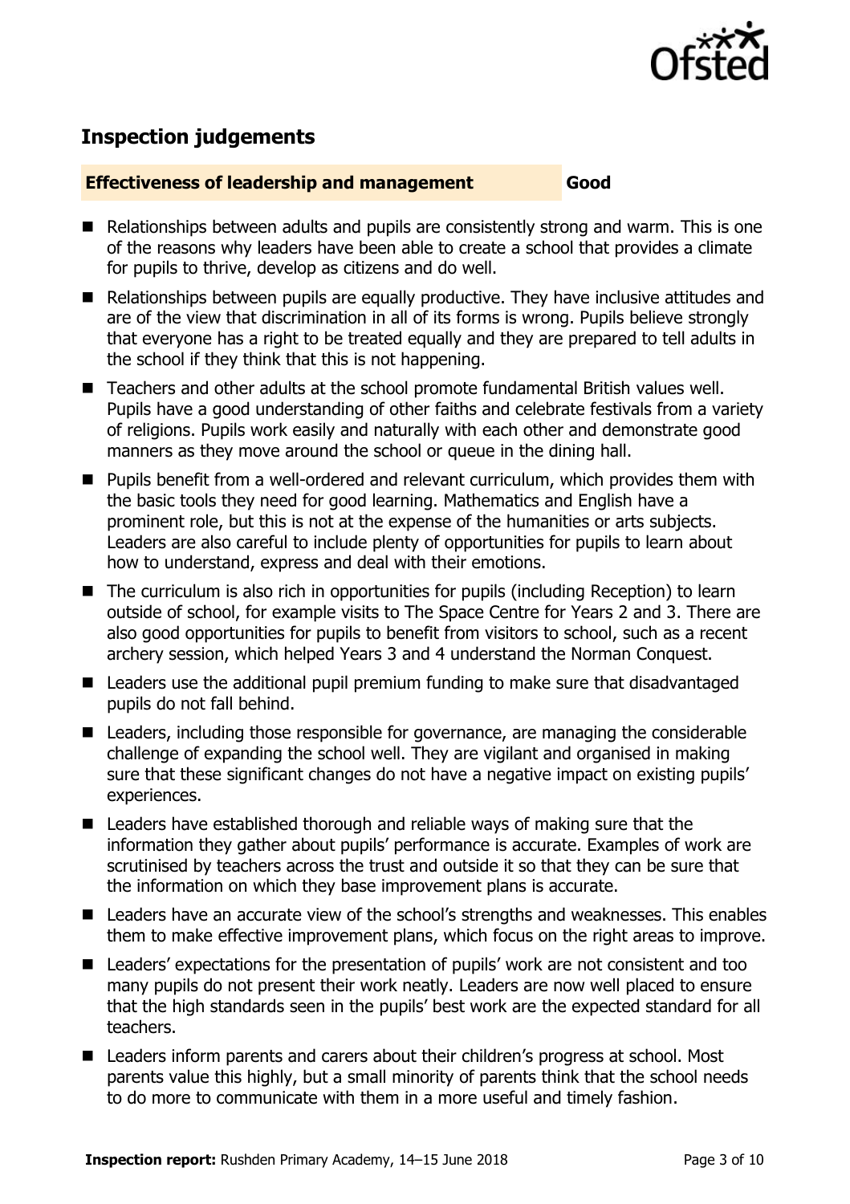## Inspection judgements

**Effectiveness of leadership and management** **Good**

- Relationships between adults and pupils are consistently strong and warm. This is one of the reasons why leaders have been able to create a school that provides a climate for pupils to thrive, develop as citizens and do well.
- Relationships between pupils are equally productive. They have inclusive attitudes and are of the view that discrimination in all of its forms is wrong. Pupils believe strongly that everyone has a right to be treated equally and they are prepared to tell adults in the school if they think that this is not happening.
- Teachers and other adults at the school promote fundamental British values well. Pupils have a good understanding of other faiths and celebrate festivals from a variety of religions. Pupils work easily and naturally with each other and demonstrate good manners as they move around the school or queue in the dining hall.
- Pupils benefit from a well-ordered and relevant curriculum, which provides them with the basic tools they need for good learning. Mathematics and English have a prominent role, but this is not at the expense of the humanities or arts subjects. Leaders are also careful to include plenty of opportunities for pupils to learn about how to understand, express and deal with their emotions.
- The curriculum is also rich in opportunities for pupils (including Reception) to learn outside of school, for example visits to The Space Centre for Years 2 and 3. There are also good opportunities for pupils to benefit from visitors to school, such as a recent archery session, which helped Years 3 and 4 understand the Norman Conquest.
- Leaders use the additional pupil premium funding to make sure that disadvantaged pupils do not fall behind.
- Leaders, including those responsible for governance, are managing the considerable challenge of expanding the school well. They are vigilant and organised in making sure that these significant changes do not have a negative impact on existing pupils' experiences.
- Leaders have established thorough and reliable ways of making sure that the information they gather about pupils' performance is accurate. Examples of work are scrutinised by teachers across the trust and outside it so that they can be sure that the information on which they base improvement plans is accurate.
- Leaders have an accurate view of the school's strengths and weaknesses. This enables them to make effective improvement plans, which focus on the right areas to improve.
- Leaders' expectations for the presentation of pupils' work are not consistent and too many pupils do not present their work neatly. Leaders are now well placed to ensure that the high standards seen in the pupils' best work are the expected standard for all teachers.
- Leaders inform parents and carers about their children's progress at school. Most parents value this highly, but a small minority of parents think that the school needs to do more to communicate with them in a more useful and timely fashion.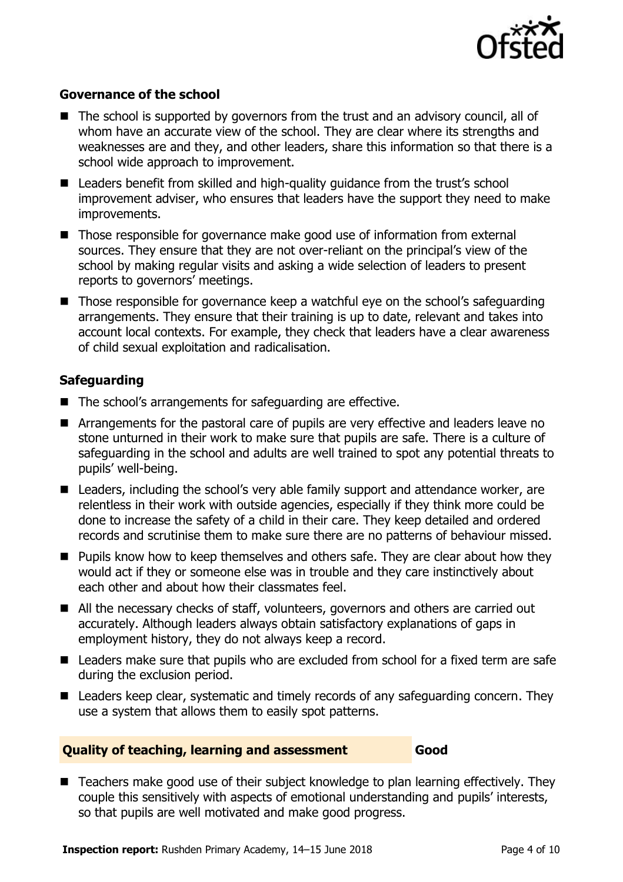### Governance of the school

- The school is supported by governors from the trust and an advisory council, all of whom have an accurate view of the school. They are clear where its strengths and weaknesses are and they, and other leaders, share this information so that there is a school wide approach to improvement.
- Leaders benefit from skilled and high-quality guidance from the trust's school improvement adviser, who ensures that leaders have the support they need to make improvements.
- Those responsible for governance make good use of information from external sources. They ensure that they are not over-reliant on the principal's view of the school by making regular visits and asking a wide selection of leaders to present reports to governors' meetings.
- Those responsible for governance keep a watchful eye on the school's safeguarding arrangements. They ensure that their training is up to date, relevant and takes into account local contexts. For example, they check that leaders have a clear awareness of child sexual exploitation and radicalisation.

### Safeguarding

- The school's arrangements for safeguarding are effective.
- Arrangements for the pastoral care of pupils are very effective and leaders leave no stone unturned in their work to make sure that pupils are safe. There is a culture of safeguarding in the school and adults are well trained to spot any potential threats to pupils' well-being.
- Leaders, including the school's very able family support and attendance worker, are relentless in their work with outside agencies, especially if they think more could be done to increase the safety of a child in their care. They keep detailed and ordered records and scrutinise them to make sure there are no patterns of behaviour missed.
- Pupils know how to keep themselves and others safe. They are clear about how they would act if they or someone else was in trouble and they care instinctively about each other and about how their classmates feel.
- All the necessary checks of staff, volunteers, governors and others are carried out accurately. Although leaders always obtain satisfactory explanations of gaps in employment history, they do not always keep a record.
- Leaders make sure that pupils who are excluded from school for a fixed term are safe during the exclusion period.
- Leaders keep clear, systematic and timely records of any safeguarding concern. They use a system that allows them to easily spot patterns.

## Quality of teaching, learning and assessment — Good

- Teachers make good use of their subject knowledge to plan learning effectively. They couple this sensitively with aspects of emotional understanding and pupils' interests, so that pupils are well motivated and make good progress.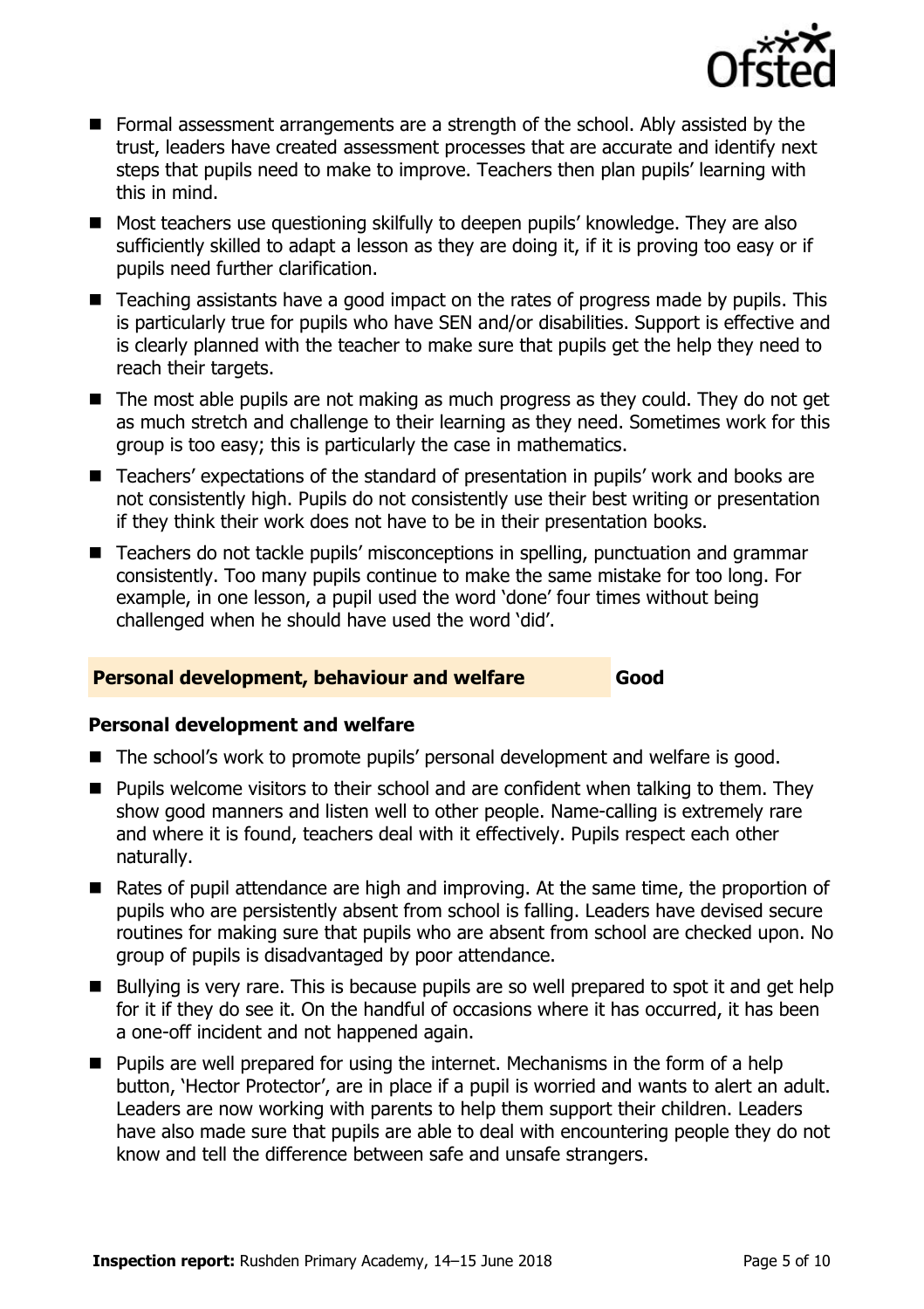- Formal assessment arrangements are a strength of the school. Ably assisted by the trust, leaders have created assessment processes that are accurate and identify next steps that pupils need to make to improve. Teachers then plan pupils' learning with this in mind.
- Most teachers use questioning skilfully to deepen pupils' knowledge. They are also sufficiently skilled to adapt a lesson as they are doing it, if it is proving too easy or if pupils need further clarification.
- Teaching assistants have a good impact on the rates of progress made by pupils. This is particularly true for pupils who have SEN and/or disabilities. Support is effective and is clearly planned with the teacher to make sure that pupils get the help they need to reach their targets.
- The most able pupils are not making as much progress as they could. They do not get as much stretch and challenge to their learning as they need. Sometimes work for this group is too easy; this is particularly the case in mathematics.
- Teachers' expectations of the standard of presentation in pupils' work and books are not consistently high. Pupils do not consistently use their best writing or presentation if they think their work does not have to be in their presentation books.
- Teachers do not tackle pupils' misconceptions in spelling, punctuation and grammar consistently. Too many pupils continue to make the same mistake for too long. For example, in one lesson, a pupil used the word 'done' four times without being challenged when he should have used the word 'did'.

## Personal development, behaviour and welfare — Good

### Personal development and welfare

- The school's work to promote pupils' personal development and welfare is good.
- Pupils welcome visitors to their school and are confident when talking to them. They show good manners and listen well to other people. Name-calling is extremely rare and where it is found, teachers deal with it effectively. Pupils respect each other naturally.
- Rates of pupil attendance are high and improving. At the same time, the proportion of pupils who are persistently absent from school is falling. Leaders have devised secure routines for making sure that pupils who are absent from school are checked upon. No group of pupils is disadvantaged by poor attendance.
- Bullying is very rare. This is because pupils are so well prepared to spot it and get help for it if they do see it. On the handful of occasions where it has occurred, it has been a one-off incident and not happened again.
- Pupils are well prepared for using the internet. Mechanisms in the form of a help button, 'Hector Protector', are in place if a pupil is worried and wants to alert an adult. Leaders are now working with parents to help them support their children. Leaders have also made sure that pupils are able to deal with encountering people they do not know and tell the difference between safe and unsafe strangers.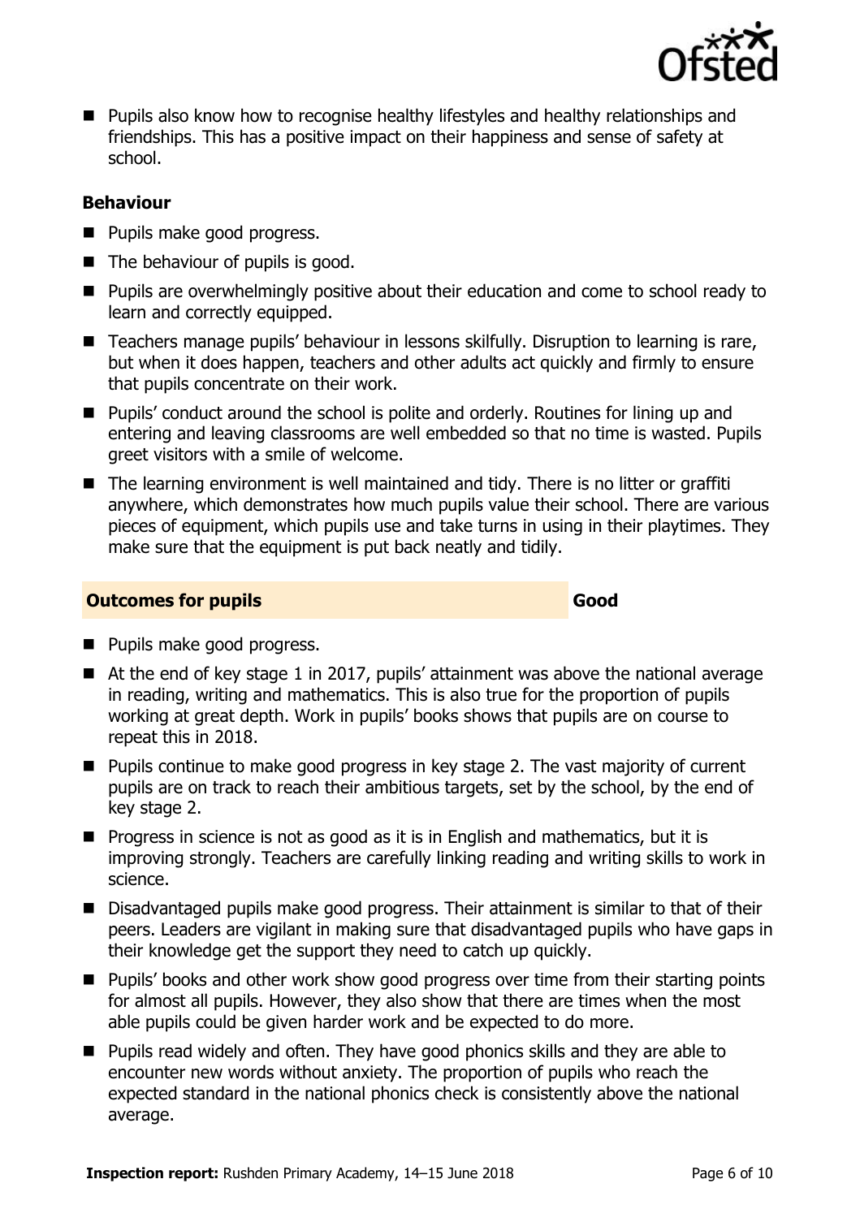- Pupils also know how to recognise healthy lifestyles and healthy relationships and friendships. This has a positive impact on their happiness and sense of safety at school.

### Behaviour

- Pupils make good progress.
- The behaviour of pupils is good.
- Pupils are overwhelmingly positive about their education and come to school ready to learn and correctly equipped.
- Teachers manage pupils' behaviour in lessons skilfully. Disruption to learning is rare, but when it does happen, teachers and other adults act quickly and firmly to ensure that pupils concentrate on their work.
- Pupils' conduct around the school is polite and orderly. Routines for lining up and entering and leaving classrooms are well embedded so that no time is wasted. Pupils greet visitors with a smile of welcome.
- The learning environment is well maintained and tidy. There is no litter or graffiti anywhere, which demonstrates how much pupils value their school. There are various pieces of equipment, which pupils use and take turns in using in their playtimes. They make sure that the equipment is put back neatly and tidily.

## Outcomes for pupils — Good

- Pupils make good progress.
- At the end of key stage 1 in 2017, pupils' attainment was above the national average in reading, writing and mathematics. This is also true for the proportion of pupils working at great depth. Work in pupils' books shows that pupils are on course to repeat this in 2018.
- Pupils continue to make good progress in key stage 2. The vast majority of current pupils are on track to reach their ambitious targets, set by the school, by the end of key stage 2.
- Progress in science is not as good as it is in English and mathematics, but it is improving strongly. Teachers are carefully linking reading and writing skills to work in science.
- Disadvantaged pupils make good progress. Their attainment is similar to that of their peers. Leaders are vigilant in making sure that disadvantaged pupils who have gaps in their knowledge get the support they need to catch up quickly.
- Pupils' books and other work show good progress over time from their starting points for almost all pupils. However, they also show that there are times when the most able pupils could be given harder work and be expected to do more.
- Pupils read widely and often. They have good phonics skills and they are able to encounter new words without anxiety. The proportion of pupils who reach the expected standard in the national phonics check is consistently above the national average.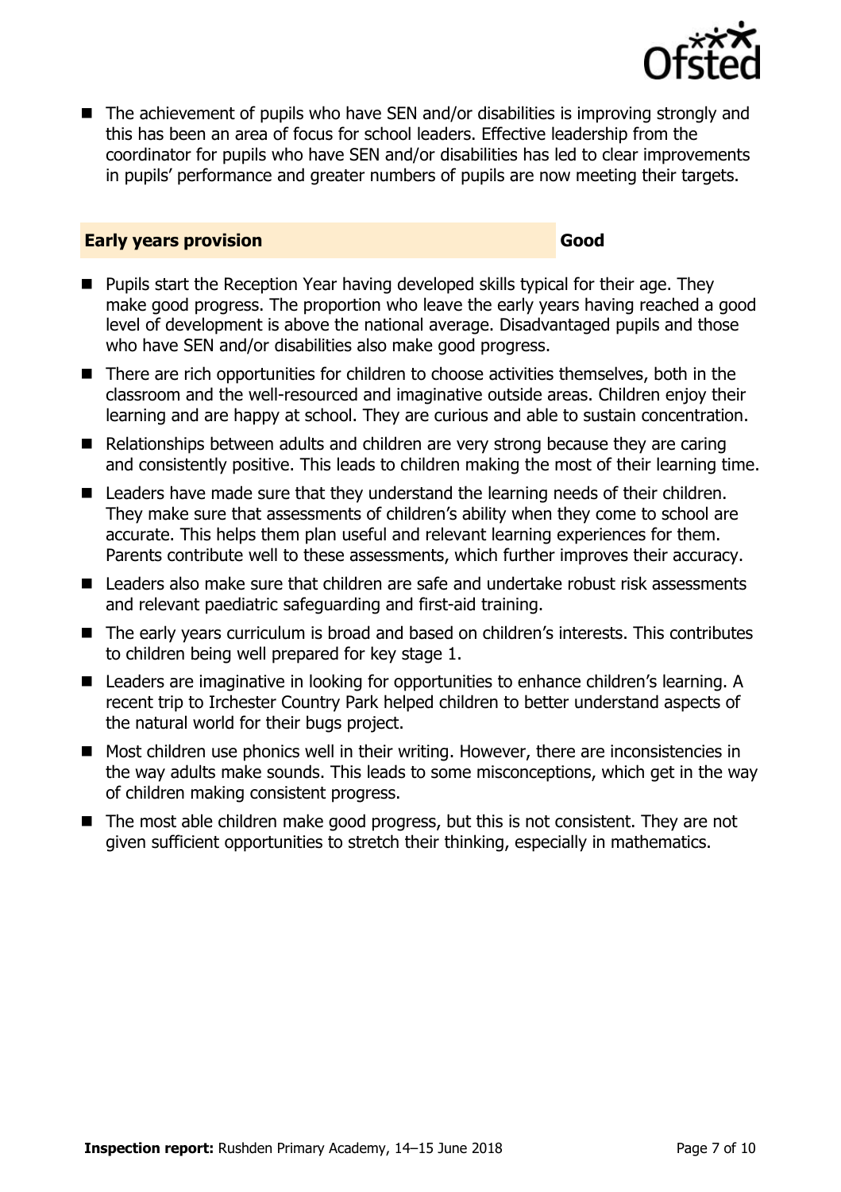- The achievement of pupils who have SEN and/or disabilities is improving strongly and this has been an area of focus for school leaders. Effective leadership from the coordinator for pupils who have SEN and/or disabilities has led to clear improvements in pupils' performance and greater numbers of pupils are now meeting their targets.

## Early years provision — Good

- Pupils start the Reception Year having developed skills typical for their age. They make good progress. The proportion who leave the early years having reached a good level of development is above the national average. Disadvantaged pupils and those who have SEN and/or disabilities also make good progress.
- There are rich opportunities for children to choose activities themselves, both in the classroom and the well-resourced and imaginative outside areas. Children enjoy their learning and are happy at school. They are curious and able to sustain concentration.
- Relationships between adults and children are very strong because they are caring and consistently positive. This leads to children making the most of their learning time.
- Leaders have made sure that they understand the learning needs of their children. They make sure that assessments of children's ability when they come to school are accurate. This helps them plan useful and relevant learning experiences for them. Parents contribute well to these assessments, which further improves their accuracy.
- Leaders also make sure that children are safe and undertake robust risk assessments and relevant paediatric safeguarding and first-aid training.
- The early years curriculum is broad and based on children's interests. This contributes to children being well prepared for key stage 1.
- Leaders are imaginative in looking for opportunities to enhance children's learning. A recent trip to Irchester Country Park helped children to better understand aspects of the natural world for their bugs project.
- Most children use phonics well in their writing. However, there are inconsistencies in the way adults make sounds. This leads to some misconceptions, which get in the way of children making consistent progress.
- The most able children make good progress, but this is not consistent. They are not given sufficient opportunities to stretch their thinking, especially in mathematics.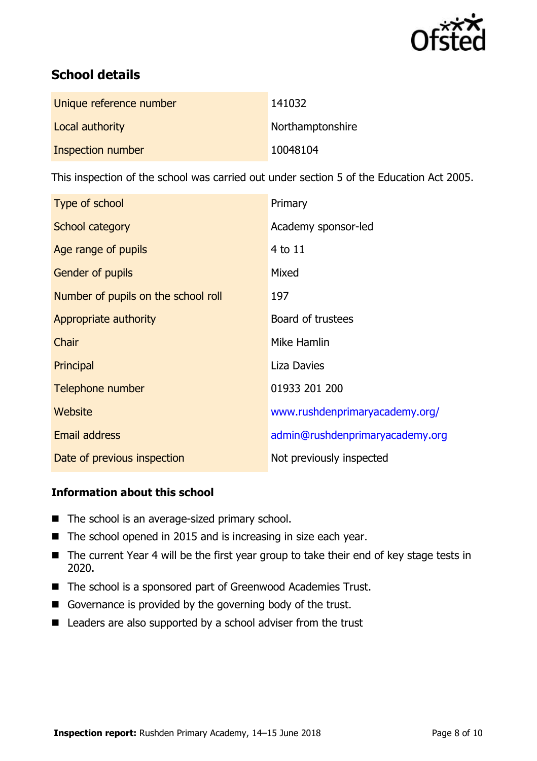## School details

| | |
|---|---|
| Unique reference number | 141032 |
| Local authority | Northamptonshire |
| Inspection number | 10048104 |

This inspection of the school was carried out under section 5 of the Education Act 2005.

| | |
|---|---|
| Type of school | Primary |
| School category | Academy sponsor-led |
| Age range of pupils | 4 to 11 |
| Gender of pupils | Mixed |
| Number of pupils on the school roll | 197 |
| Appropriate authority | Board of trustees |
| Chair | Mike Hamlin |
| Principal | Liza Davies |
| Telephone number | 01933 201 200 |
| Website | www.rushdenprimaryacademy.org/ |
| Email address | admin@rushdenprimaryacademy.org |
| Date of previous inspection | Not previously inspected |

### Information about this school

- The school is an average-sized primary school.
- The school opened in 2015 and is increasing in size each year.
- The current Year 4 will be the first year group to take their end of key stage tests in 2020.
- The school is a sponsored part of Greenwood Academies Trust.
- Governance is provided by the governing body of the trust.
- Leaders are also supported by a school adviser from the trust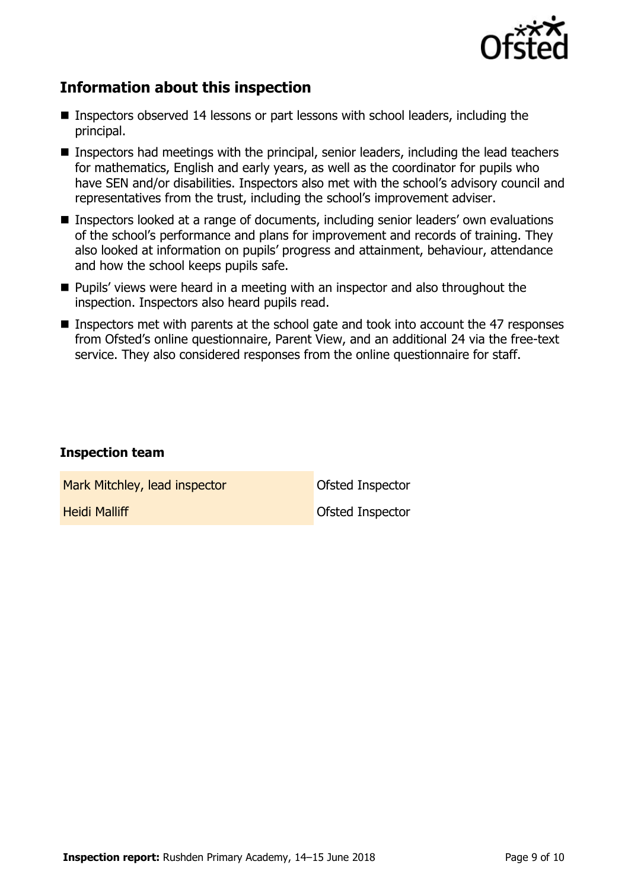## Information about this inspection

- Inspectors observed 14 lessons or part lessons with school leaders, including the principal.
- Inspectors had meetings with the principal, senior leaders, including the lead teachers for mathematics, English and early years, as well as the coordinator for pupils who have SEN and/or disabilities. Inspectors also met with the school's advisory council and representatives from the trust, including the school's improvement adviser.
- Inspectors looked at a range of documents, including senior leaders' own evaluations of the school's performance and plans for improvement and records of training. They also looked at information on pupils' progress and attainment, behaviour, attendance and how the school keeps pupils safe.
- Pupils' views were heard in a meeting with an inspector and also throughout the inspection. Inspectors also heard pupils read.
- Inspectors met with parents at the school gate and took into account the 47 responses from Ofsted's online questionnaire, Parent View, and an additional 24 via the free-text service. They also considered responses from the online questionnaire for staff.

### Inspection team

| | |
|---|---|
| Mark Mitchley, lead inspector | Ofsted Inspector |
| Heidi Malliff | Ofsted Inspector |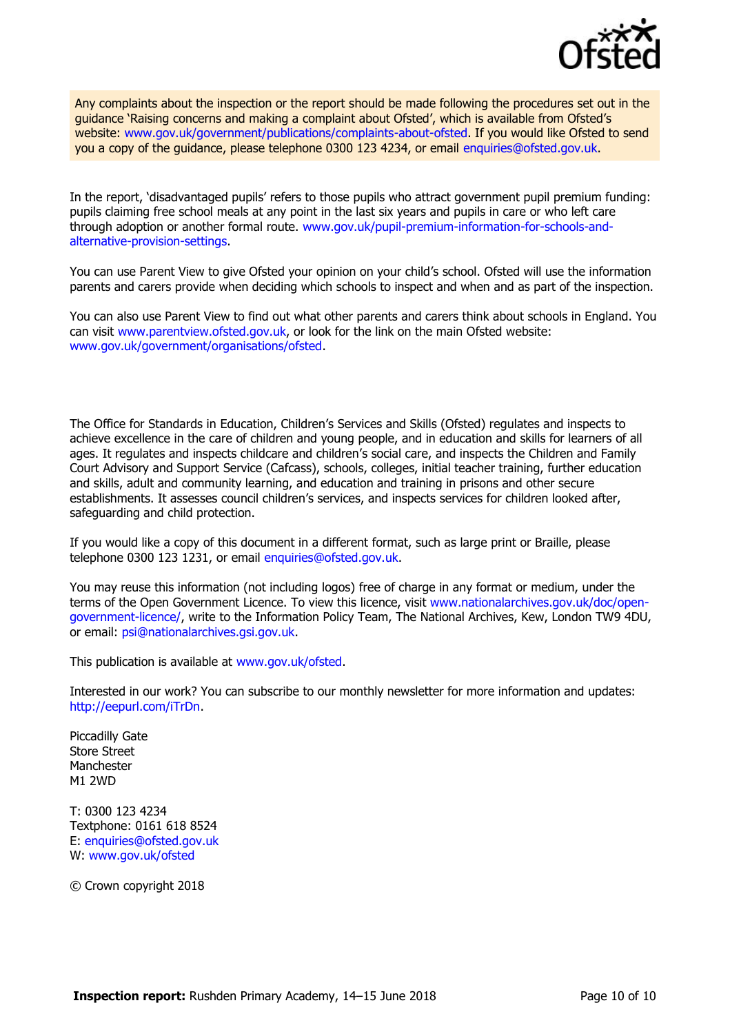Any complaints about the inspection or the report should be made following the procedures set out in the guidance 'Raising concerns and making a complaint about Ofsted', which is available from Ofsted's website: www.gov.uk/government/publications/complaints-about-ofsted. If you would like Ofsted to send you a copy of the guidance, please telephone 0300 123 4234, or email enquiries@ofsted.gov.uk.

In the report, 'disadvantaged pupils' refers to those pupils who attract government pupil premium funding: pupils claiming free school meals at any point in the last six years and pupils in care or who left care through adoption or another formal route. www.gov.uk/pupil-premium-information-for-schools-and-alternative-provision-settings.

You can use Parent View to give Ofsted your opinion on your child's school. Ofsted will use the information parents and carers provide when deciding which schools to inspect and when and as part of the inspection.

You can also use Parent View to find out what other parents and carers think about schools in England. You can visit www.parentview.ofsted.gov.uk, or look for the link on the main Ofsted website: www.gov.uk/government/organisations/ofsted.

The Office for Standards in Education, Children's Services and Skills (Ofsted) regulates and inspects to achieve excellence in the care of children and young people, and in education and skills for learners of all ages. It regulates and inspects childcare and children's social care, and inspects the Children and Family Court Advisory and Support Service (Cafcass), schools, colleges, initial teacher training, further education and skills, adult and community learning, and education and training in prisons and other secure establishments. It assesses council children's services, and inspects services for children looked after, safeguarding and child protection.

If you would like a copy of this document in a different format, such as large print or Braille, please telephone 0300 123 1231, or email enquiries@ofsted.gov.uk.

You may reuse this information (not including logos) free of charge in any format or medium, under the terms of the Open Government Licence. To view this licence, visit www.nationalarchives.gov.uk/doc/open-government-licence/, write to the Information Policy Team, The National Archives, Kew, London TW9 4DU, or email: psi@nationalarchives.gsi.gov.uk.

This publication is available at www.gov.uk/ofsted.

Interested in our work? You can subscribe to our monthly newsletter for more information and updates: http://eepurl.com/iTrDn.

Piccadilly Gate
Store Street
Manchester
M1 2WD

T: 0300 123 4234
Textphone: 0161 618 8524
E: enquiries@ofsted.gov.uk
W: www.gov.uk/ofsted

© Crown copyright 2018